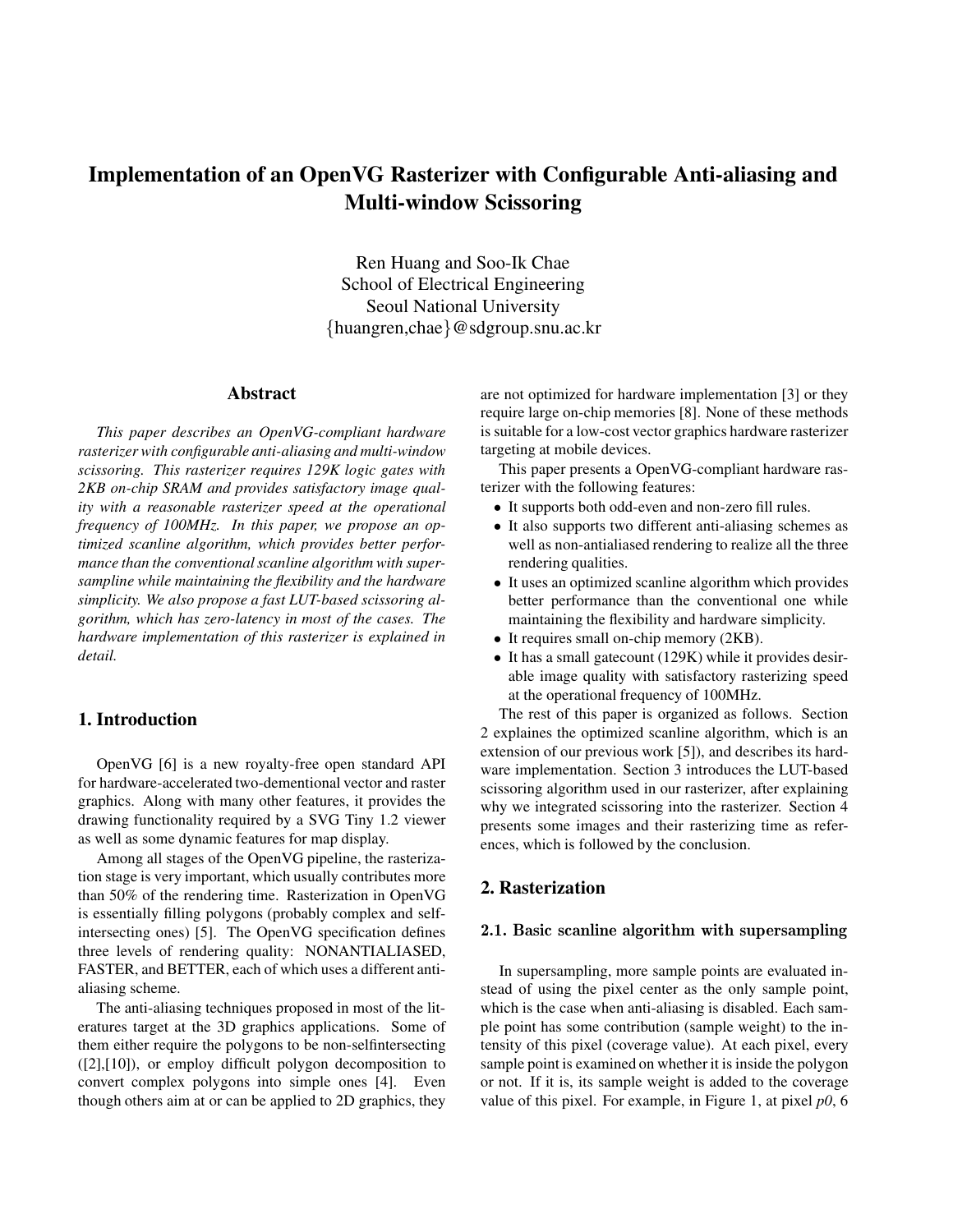# Implementation of an OpenVG Rasterizer with Configurable Anti-aliasing and Multi-window Scissoring

Ren Huang and Soo-Ik Chae
School of Electrical Engineering
Seoul National University
{huangren,chae}@sdgroup.snu.ac.kr

## Abstract

*This paper describes an OpenVG-compliant hardware rasterizer with configurable anti-aliasing and multi-window scissoring. This rasterizer requires 129K logic gates with 2KB on-chip SRAM and provides satisfactory image quality with a reasonable rasterizer speed at the operational frequency of 100MHz. In this paper, we propose an optimized scanline algorithm, which provides better performance than the conventional scanline algorithm with supersample while maintaining the flexibility and the hardware simplicity. We also propose a fast LUT-based scissoring algorithm, which has zero-latency in most of the cases. The hardware implementation of this rasterizer is explained in detail.*

## 1. Introduction

OpenVG [6] is a new royalty-free open standard API for hardware-accelerated two-dementional vector and raster graphics. Along with many other features, it provides the drawing functionality required by a SVG Tiny 1.2 viewer as well as some dynamic features for map display.

Among all stages of the OpenVG pipeline, the rasterization stage is very important, which usually contributes more than 50% of the rendering time. Rasterization in OpenVG is essentially filling polygons (probably complex and self-intersecting ones) [5]. The OpenVG specification defines three levels of rendering quality: NONANTIALIASED, FASTER, and BETTER, each of which uses a different anti-aliasing scheme.

The anti-aliasing techniques proposed in most of the literatures target at the 3D graphics applications. Some of them either require the polygons to be non-selfintersecting ([2],[10]), or employ difficult polygon decomposition to convert complex polygons into simple ones [4]. Even though others aim at or can be applied to 2D graphics, they are not optimized for hardware implementation [3] or they require large on-chip memories [8]. None of these methods is suitable for a low-cost vector graphics hardware rasterizer targeting at mobile devices.

This paper presents a OpenVG-compliant hardware rasterizer with the following features:

- It supports both odd-even and non-zero fill rules.
- It also supports two different anti-aliasing schemes as well as non-antialiased rendering to realize all the three rendering qualities.
- It uses an optimized scanline algorithm which provides better performance than the conventional one while maintaining the flexibility and hardware simplicity.
- It requires small on-chip memory (2KB).
- It has a small gatecount (129K) while it provides desirable image quality with satisfactory rasterizing speed at the operational frequency of 100MHz.

The rest of this paper is organized as follows. Section 2 explaines the optimized scanline algorithm, which is an extension of our previous work [5]), and describes its hardware implementation. Section 3 introduces the LUT-based scissoring algorithm used in our rasterizer, after explaining why we integrated scissoring into the rasterizer. Section 4 presents some images and their rasterizing time as references, which is followed by the conclusion.

## 2. Rasterization

### 2.1. Basic scanline algorithm with supersampling

In supersampling, more sample points are evaluated instead of using the pixel center as the only sample point, which is the case when anti-aliasing is disabled. Each sample point has some contribution (sample weight) to the intensity of this pixel (coverage value). At each pixel, every sample point is examined on whether it is inside the polygon or not. If it is, its sample weight is added to the coverage value of this pixel. For example, in Figure 1, at pixel *p0*, 6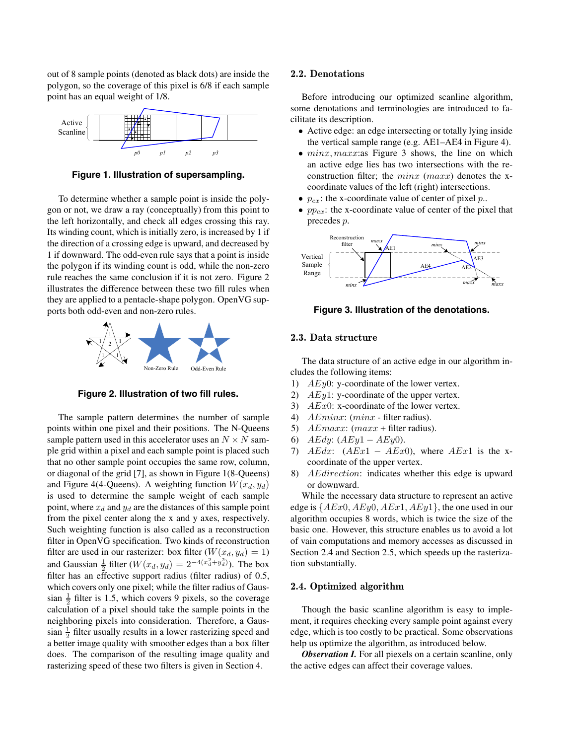out of 8 sample points (denoted as black dots) are inside the polygon, so the coverage of this pixel is 6/8 if each sample point has an equal weight of 1/8.

**Figure 1. Illustration of supersampling.**

To determine whether a sample point is inside the polygon or not, we draw a ray (conceptually) from this point to the left horizontally, and check all edges crossing this ray. Its winding count, which is initially zero, is increased by 1 if the direction of a crossing edge is upward, and decreased by 1 if downward. The odd-even rule says that a point is inside the polygon if its winding count is odd, while the non-zero rule reaches the same conclusion if it is not zero. Figure 2 illustrates the difference between these two fill rules when they are applied to a pentacle-shape polygon. OpenVG supports both odd-even and non-zero rules.

**Figure 2. Illustration of two fill rules.**

The sample pattern determines the number of sample points within one pixel and their positions. The N-Queens sample pattern used in this accelerator uses an $N \times N$ sample grid within a pixel and each sample point is placed such that no other sample point occupies the same row, column, or diagonal of the grid [7], as shown in Figure 1(8-Queens) and Figure 4(4-Queens). A weighting function $W(x_d, y_d)$ is used to determine the sample weight of each sample point, where $x_d$ and $y_d$ are the distances of this sample point from the pixel center along the x and y axes, respectively. Such weighting function is also called as a reconstruction filter in OpenVG specification. Two kinds of reconstruction filter are used in our rasterizer: box filter ($W(x_d, y_d) = 1$) and Gaussian $\frac{1}{2}$ filter ($W(x_d, y_d) = 2^{-4(x_d^2+y_d^2)}$). The box filter has an effective support radius (filter radius) of 0.5, which covers only one pixel; while the filter radius of Gaussian $\frac{1}{2}$ filter is 1.5, which covers 9 pixels, so the coverage calculation of a pixel should take the sample points in the neighboring pixels into consideration. Therefore, a Gaussian $\frac{1}{2}$ filter usually results in a lower rasterizing speed and a better image quality with smoother edges than a box filter does. The comparison of the resulting image quality and rasterizing speed of these two filters is given in Section 4.

## 2.2. Denotations

Before introducing our optimized scanline algorithm, some denotations and terminologies are introduced to facilitate its description.

- Active edge: an edge intersecting or totally lying inside the vertical sample range (e.g. AE1–AE4 in Figure 4).
- $minx, maxx$:as Figure 3 shows, the line on which an active edge lies has two intersections with the reconstruction filter; the $minx$ ($maxx$) denotes the x-coordinate values of the left (right) intersections.
- $p_{cx}$: the x-coordinate value of center of pixel $p$..
- $pp_{cx}$: the x-coordinate value of center of the pixel that precedes $p$.

**Figure 3. Illustration of the denotations.**

## 2.3. Data structure

The data structure of an active edge in our algorithm includes the following items:

1) $AEy0$: y-coordinate of the lower vertex.
2) $AEy1$: y-coordinate of the upper vertex.
3) $AEx0$: x-coordinate of the lower vertex.
4) $AEminx$: ($minx$ - filter radius).
5) $AEmaxx$: ($maxx$ + filter radius).
6) $AEdy$: ($AEy1 - AEy0$).
7) $AEdx$: ($AEx1 - AEx0$), where $AEx1$ is the x-coordinate of the upper vertex.
8) $AEdirection$: indicates whether this edge is upward or downward.

While the necessary data structure to represent an active edge is $\{AEx0, AEy0, AEx1, AEy1\}$, the one used in our algorithm occupies 8 words, which is twice the size of the basic one. However, this structure enables us to avoid a lot of vain computations and memory accesses as discussed in Section 2.4 and Section 2.5, which speeds up the rasterization substantially.

## 2.4. Optimized algorithm

Though the basic scanline algorithm is easy to implement, it requires checking every sample point against every edge, which is too costly to be practical. Some observations help us optimize the algorithm, as introduced below.

***Observation I.*** For all piexels on a certain scanline, only the active edges can affect their coverage values.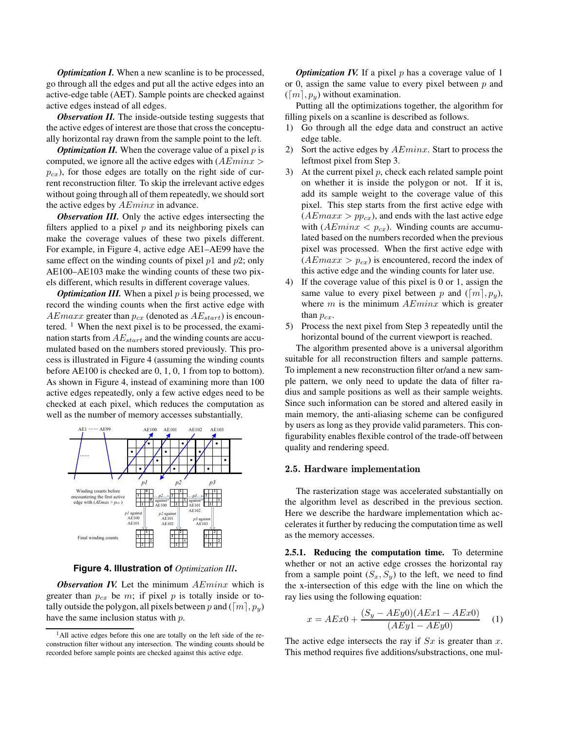***Optimization I.*** When a new scanline is to be processed, go through all the edges and put all the active edges into an active-edge table (AET). Sample points are checked against active edges instead of all edges.

***Observation II.*** The inside-outside testing suggests that the active edges of interest are those that cross the conceptually horizontal ray drawn from the sample point to the left.

***Optimization II.*** When the coverage value of a pixel $p$ is computed, we ignore all the active edges with $(AEminx > p_{cx})$, for those edges are totally on the right side of current reconstruction filter. To skip the irrelevant active edges without going through all of them repeatedly, we should sort the active edges by $AEminx$ in advance.

***Observation III.*** Only the active edges intersecting the filters applied to a pixel $p$ and its neighboring pixels can make the coverage values of these two pixels different. For example, in Figure 4, active edge AE1–AE99 have the same effect on the winding counts of pixel $p1$ and $p2$; only AE100–AE103 make the winding counts of these two pixels different, which results in different coverage values.

***Optimization III.*** When a pixel $p$ is being processed, we record the winding counts when the first active edge with $AEmaxx$ greater than $p_{cx}$ (denoted as $AE_{start}$) is encountered. [1] When the next pixel is to be processed, the examination starts from $AE_{start}$ and the winding counts are accumulated based on the numbers stored previously. This process is illustrated in Figure 4 (assuming the winding counts before AE100 is checked are 0, 1, 0, 1 from top to bottom). As shown in Figure 4, instead of examining more than 100 active edges repeatedly, only a few active edges need to be checked at each pixel, which reduces the computation as well as the number of memory accesses substantially.

**Figure 4. Illustration of *Optimization III*.**

***Observation IV.*** Let the minimum $AEminx$ which is greater than $p_{cx}$ be $m$; if pixel $p$ is totally inside or totally outside the polygon, all pixels between $p$ and $(\lceil m \rceil, p_y)$ have the same inclusion status with $p$.

[1] All active edges before this one are totally on the left side of the reconstruction filter without any intersection. The winding counts should be recorded before sample points are checked against this active edge.

***Optimization IV.*** If a pixel $p$ has a coverage value of 1 or 0, assign the same value to every pixel between $p$ and $(\lceil m \rceil, p_y)$ without examination.

Putting all the optimizations together, the algorithm for filling pixels on a scanline is described as follows.

1) Go through all the edge data and construct an active edge table.
2) Sort the active edges by $AEminx$. Start to process the leftmost pixel from Step 3.
3) At the current pixel $p$, check each related sample point on whether it is inside the polygon or not. If it is, add its sample weight to the coverage value of this pixel. This step starts from the first active edge with $(AEmaxx > pp_{cx})$, and ends with the last active edge with $(AEminx < p_{cx})$. Winding counts are accumulated based on the numbers recorded when the previous pixel was processed. When the first active edge with $(AEmaxx > p_{cx})$ is encountered, record the index of this active edge and the winding counts for later use.
4) If the coverage value of this pixel is 0 or 1, assign the same value to every pixel between $p$ and $(\lceil m \rceil, p_y)$, where $m$ is the minimum $AEminx$ which is greater than $p_{cx}$.
5) Process the next pixel from Step 3 repeatedly until the horizontal bound of the current viewport is reached.

The algorithm presented above is a universal algorithm suitable for all reconstruction filters and sample patterns. To implement a new reconstruction filter or/and a new sample pattern, we only need to update the data of filter radius and sample positions as well as their sample weights. Since such information can be stored and altered easily in main memory, the anti-aliasing scheme can be configured by users as long as they provide valid parameters. This configurability enables flexible control of the trade-off between quality and rendering speed.

## 2.5. Hardware implementation

The rasterization stage was accelerated substantially on the algorithm level as described in the previous section. Here we describe the hardware implementation which accelerates it further by reducing the computation time as well as the memory accesses.

**2.5.1. Reducing the computation time.** To determine whether or not an active edge crosses the horizontal ray from a sample point $(S_x, S_y)$ to the left, we need to find the x-intersection of this edge with the line on which the ray lies using the following equation:

$$x = AEx0 + \frac{(S_y - AEy0)(AEx1 - AEx0)}{(AEy1 - AEy0)} \quad (1)$$

The active edge intersects the ray if $Sx$ is greater than $x$. This method requires five additions/substractions, one mul-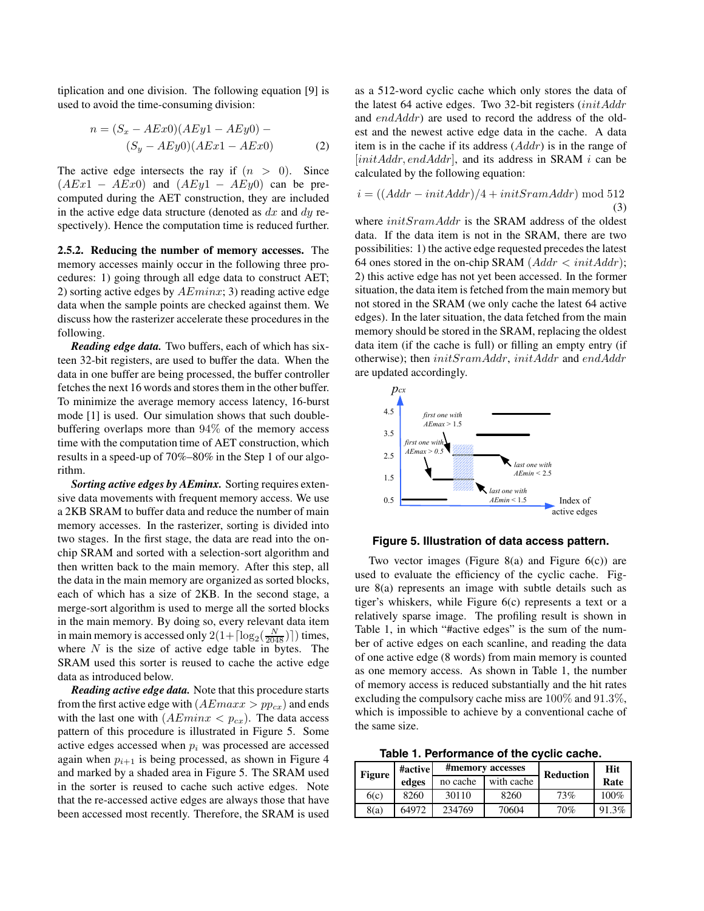tiplication and one division. The following equation [9] is used to avoid the time-consuming division:

$$n = (S_x - AEx0)(AEy1 - AEy0) - (S_y - AEy0)(AEx1 - AEx0) \quad (2)$$

The active edge intersects the ray if $(n > 0)$. Since $(AEx1 - AEx0)$ and $(AEy1 - AEy0)$ can be pre-computed during the AET construction, they are included in the active edge data structure (denoted as $dx$ and $dy$ respectively). Hence the computation time is reduced further.

**2.5.2. Reducing the number of memory accesses.** The memory accesses mainly occur in the following three procedures: 1) going through all edge data to construct AET; 2) sorting active edges by $AEminx$; 3) reading active edge data when the sample points are checked against them. We discuss how the rasterizer accelerate these procedures in the following.

***Reading edge data.*** Two buffers, each of which has sixteen 32-bit registers, are used to buffer the data. When the data in one buffer are being processed, the buffer controller fetches the next 16 words and stores them in the other buffer. To minimize the average memory access latency, 16-burst mode [1] is used. Our simulation shows that such double-buffering overlaps more than 94% of the memory access time with the computation time of AET construction, which results in a speed-up of 70%–80% in the Step 1 of our algorithm.

***Sorting active edges by AEminx.*** Sorting requires extensive data movements with frequent memory access. We use a 2KB SRAM to buffer data and reduce the number of main memory accesses. In the rasterizer, sorting is divided into two stages. In the first stage, the data are read into the on-chip SRAM and sorted with a selection-sort algorithm and then written back to the main memory. After this step, all the data in the main memory are organized as sorted blocks, each of which has a size of 2KB. In the second stage, a merge-sort algorithm is used to merge all the sorted blocks in the main memory. By doing so, every relevant data item in main memory is accessed only $2(1+\lceil \log_2(\frac{N}{2048}) \rceil)$ times, where $N$ is the size of active edge table in bytes. The SRAM used this sorter is reused to cache the active edge data as introduced below.

***Reading active edge data.*** Note that this procedure starts from the first active edge with $(AEmaxx > pp_{cx})$ and ends with the last one with $(AEminx < p_{cx})$. The data access pattern of this procedure is illustrated in Figure 5. Some active edges accessed when $p_i$ was processed are accessed again when $p_{i+1}$ is being processed, as shown in Figure 4 and marked by a shaded area in Figure 5. The SRAM used in the sorter is reused to cache such active edges. Note that the re-accessed active edges are always those that have been accessed most recently. Therefore, the SRAM is used as a 512-word cyclic cache which only stores the data of the latest 64 active edges. Two 32-bit registers ($initAddr$ and $endAddr$) are used to record the address of the oldest and the newest active edge data in the cache. A data item is in the cache if its address ($Addr$) is in the range of $[initAddr, endAddr]$, and its address in SRAM $i$ can be calculated by the following equation:

$$i = ((Addr - initAddr)/4 + initSramAddr) \bmod 512 \quad (3)$$

where $initSramAddr$ is the SRAM address of the oldest data. If the data item is not in the SRAM, there are two possibilities: 1) the active edge requested precedes the latest 64 ones stored in the on-chip SRAM ($Addr < initAddr$); 2) this active edge has not yet been accessed. In the former situation, the data item is fetched from the main memory but not stored in the SRAM (we only cache the latest 64 active edges). In the later situation, the data fetched from the main memory should be stored in the SRAM, replacing the oldest data item (if the cache is full) or filling an empty entry (if otherwise); then $initSramAddr$, $initAddr$ and $endAddr$ are updated accordingly.

**Figure 5. Illustration of data access pattern.**

Two vector images (Figure 8(a) and Figure 6(c)) are used to evaluate the efficiency of the cyclic cache. Figure 8(a) represents an image with subtle details such as tiger's whiskers, while Figure 6(c) represents a text or a relatively sparse image. The profiling result is shown in Table 1, in which "#active edges" is the sum of the number of active edges on each scanline, and reading the data of one active edge (8 words) from main memory is counted as one memory access. As shown in Table 1, the number of memory access is reduced substantially and the hit rates excluding the compulsory cache miss are 100% and 91.3%, which is impossible to achieve by a conventional cache of the same size.

**Table 1. Performance of the cyclic cache.**

| Figure | #active edges | #memory accesses | | Reduction | Hit Rate |
|---|---|---|---|---|---|
| | | no cache | with cache | | |
| 6(c) | 8260 | 30110 | 8260 | 73% | 100% |
| 8(a) | 64972 | 234769 | 70604 | 70% | 91.3% |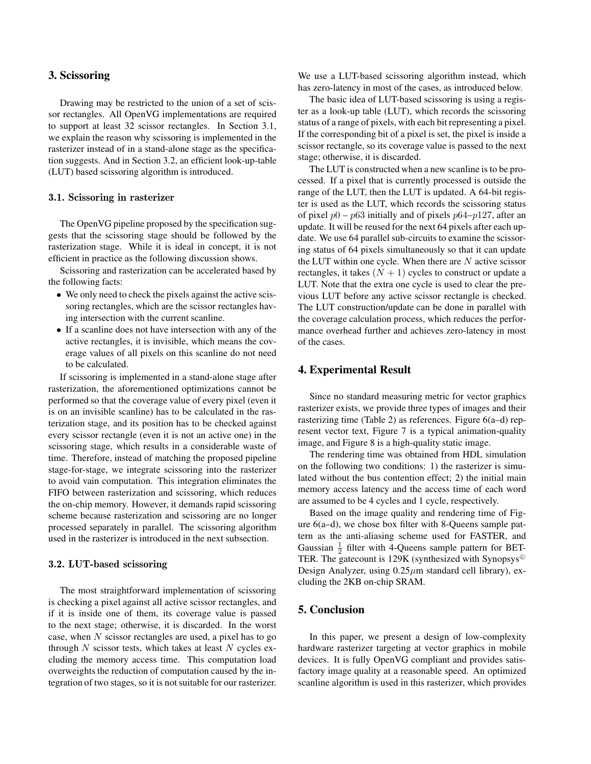## 3. Scissoring

Drawing may be restricted to the union of a set of scissor rectangles. All OpenVG implementations are required to support at least 32 scissor rectangles. In Section 3.1, we explain the reason why scissoring is implemented in the rasterizer instead of in a stand-alone stage as the specification suggests. And in Section 3.2, an efficient look-up-table (LUT) based scissoring algorithm is introduced.

### 3.1. Scissoring in rasterizer

The OpenVG pipeline proposed by the specification suggests that the scissoring stage should be followed by the rasterization stage. While it is ideal in concept, it is not efficient in practice as the following discussion shows.

Scissoring and rasterization can be accelerated based by the following facts:

- We only need to check the pixels against the active scissoring rectangles, which are the scissor rectangles having intersection with the current scanline.
- If a scanline does not have intersection with any of the active rectangles, it is invisible, which means the coverage values of all pixels on this scanline do not need to be calculated.

If scissoring is implemented in a stand-alone stage after rasterization, the aforementioned optimizations cannot be performed so that the coverage value of every pixel (even it is on an invisible scanline) has to be calculated in the rasterization stage, and its position has to be checked against every scissor rectangle (even it is not an active one) in the scissoring stage, which results in a considerable waste of time. Therefore, instead of matching the proposed pipeline stage-for-stage, we integrate scissoring into the rasterizer to avoid vain computation. This integration eliminates the FIFO between rasterization and scissoring, which reduces the on-chip memory. However, it demands rapid scissoring scheme because rasterization and scissoring are no longer processed separately in parallel. The scissoring algorithm used in the rasterizer is introduced in the next subsection.

### 3.2. LUT-based scissoring

The most straightforward implementation of scissoring is checking a pixel against all active scissor rectangles, and if it is inside one of them, its coverage value is passed to the next stage; otherwise, it is discarded. In the worst case, when $N$ scissor rectangles are used, a pixel has to go through $N$ scissor tests, which takes at least $N$ cycles excluding the memory access time. This computation load overweights the reduction of computation caused by the integration of two stages, so it is not suitable for our rasterizer. We use a LUT-based scissoring algorithm instead, which has zero-latency in most of the cases, as introduced below.

The basic idea of LUT-based scissoring is using a register as a look-up table (LUT), which records the scissoring status of a range of pixels, with each bit representing a pixel. If the corresponding bit of a pixel is set, the pixel is inside a scissor rectangle, so its coverage value is passed to the next stage; otherwise, it is discarded.

The LUT is constructed when a new scanline is to be processed. If a pixel that is currently processed is outside the range of the LUT, then the LUT is updated. A 64-bit register is used as the LUT, which records the scissoring status of pixel $p0$ – $p63$ initially and of pixels $p64$–$p127$, after an update. It will be reused for the next 64 pixels after each update. We use 64 parallel sub-circuits to examine the scissoring status of 64 pixels simultaneously so that it can update the LUT within one cycle. When there are $N$ active scissor rectangles, it takes $(N + 1)$ cycles to construct or update a LUT. Note that the extra one cycle is used to clear the previous LUT before any active scissor rectangle is checked. The LUT construction/update can be done in parallel with the coverage calculation process, which reduces the performance overhead further and achieves zero-latency in most of the cases.

## 4. Experimental Result

Since no standard measuring metric for vector graphics rasterizer exists, we provide three types of images and their rasterizing time (Table 2) as references. Figure 6(a–d) represent vector text, Figure 7 is a typical animation-quality image, and Figure 8 is a high-quality static image.

The rendering time was obtained from HDL simulation on the following two conditions: 1) the rasterizer is simulated without the bus contention effect; 2) the initial main memory access latency and the access time of each word are assumed to be 4 cycles and 1 cycle, respectively.

Based on the image quality and rendering time of Figure 6(a–d), we chose box filter with 8-Queens sample pattern as the anti-aliasing scheme used for FASTER, and Gaussian $\frac{1}{2}$ filter with 4-Queens sample pattern for BETTER. The gatecount is 129K (synthesized with Synopsys© Design Analyzer, using $0.25\mu$m standard cell library), excluding the 2KB on-chip SRAM.

## 5. Conclusion

In this paper, we present a design of low-complexity hardware rasterizer targeting at vector graphics in mobile devices. It is fully OpenVG compliant and provides satisfactory image quality at a reasonable speed. An optimized scanline algorithm is used in this rasterizer, which provides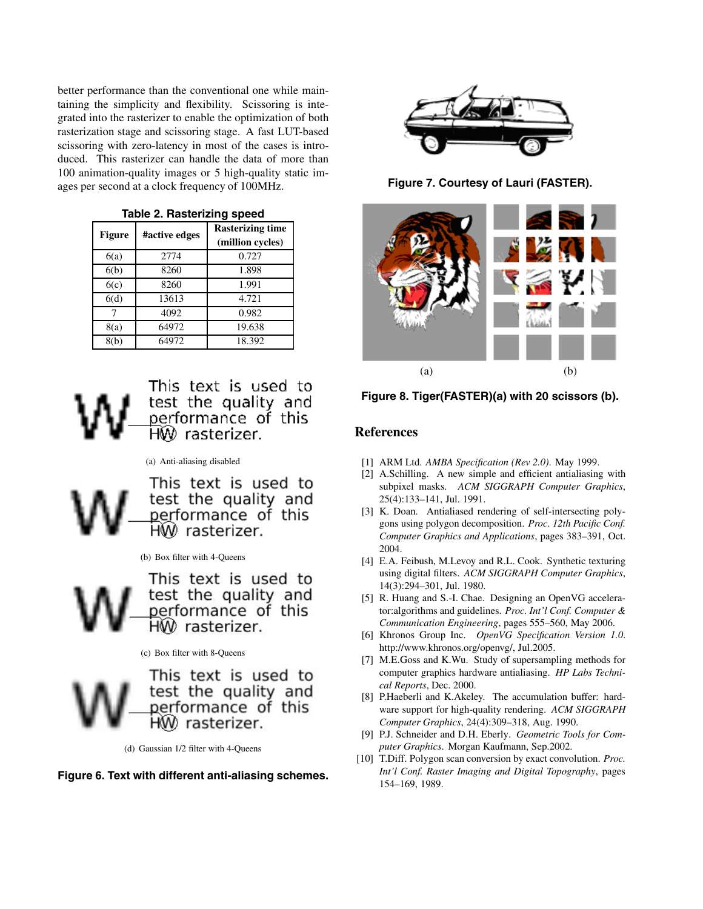better performance than the conventional one while maintaining the simplicity and flexibility. Scissoring is integrated into the rasterizer to enable the optimization of both rasterization stage and scissoring stage. A fast LUT-based scissoring with zero-latency in most of the cases is introduced. This rasterizer can handle the data of more than 100 animation-quality images or 5 high-quality static images per second at a clock frequency of 100MHz.

**Table 2. Rasterizing speed**

| Figure | #active edges | Rasterizing time (million cycles) |
|---|---|---|
| 6(a) | 2774 | 0.727 |
| 6(b) | 8260 | 1.898 |
| 6(c) | 8260 | 1.991 |
| 6(d) | 13613 | 4.721 |
| 7 | 4092 | 0.982 |
| 8(a) | 64972 | 19.638 |
| 8(b) | 64972 | 18.392 |

(a) Anti-aliasing disabled

(b) Box filter with 4-Queens

(c) Box filter with 8-Queens

(d) Gaussian 1/2 filter with 4-Queens

**Figure 6. Text with different anti-aliasing schemes.**

**Figure 7. Courtesy of Lauri (FASTER).**

(a) (b)

**Figure 8. Tiger(FASTER)(a) with 20 scissors (b).**

## References

[1] ARM Ltd. *AMBA Specification (Rev 2.0).* May 1999.

[2] A.Schilling. A new simple and efficient antialiasing with subpixel masks. *ACM SIGGRAPH Computer Graphics*, 25(4):133–141, Jul. 1991.

[3] K. Doan. Antialiased rendering of self-intersecting polygons using polygon decomposition. *Proc. 12th Pacific Conf. Computer Graphics and Applications*, pages 383–391, Oct. 2004.

[4] E.A. Feibush, M.Levoy and R.L. Cook. Synthetic texturing using digital filters. *ACM SIGGRAPH Computer Graphics*, 14(3):294–301, Jul. 1980.

[5] R. Huang and S.-I. Chae. Designing an OpenVG accelerator:algorithms and guidelines. *Proc. Int'l Conf. Computer & Communication Engineering*, pages 555–560, May 2006.

[6] Khronos Group Inc. *OpenVG Specification Version 1.0.* http://www.khronos.org/openvg/, Jul.2005.

[7] M.E.Goss and K.Wu. Study of supersampling methods for computer graphics hardware antialiasing. *HP Labs Technical Reports*, Dec. 2000.

[8] P.Haeberli and K.Akeley. The accumulation buffer: hardware support for high-quality rendering. *ACM SIGGRAPH Computer Graphics*, 24(4):309–318, Aug. 1990.

[9] P.J. Schneider and D.H. Eberly. *Geometric Tools for Computer Graphics*. Morgan Kaufmann, Sep.2002.

[10] T.Diff. Polygon scan conversion by exact convolution. *Proc. Int'l Conf. Raster Imaging and Digital Topography*, pages 154–169, 1989.